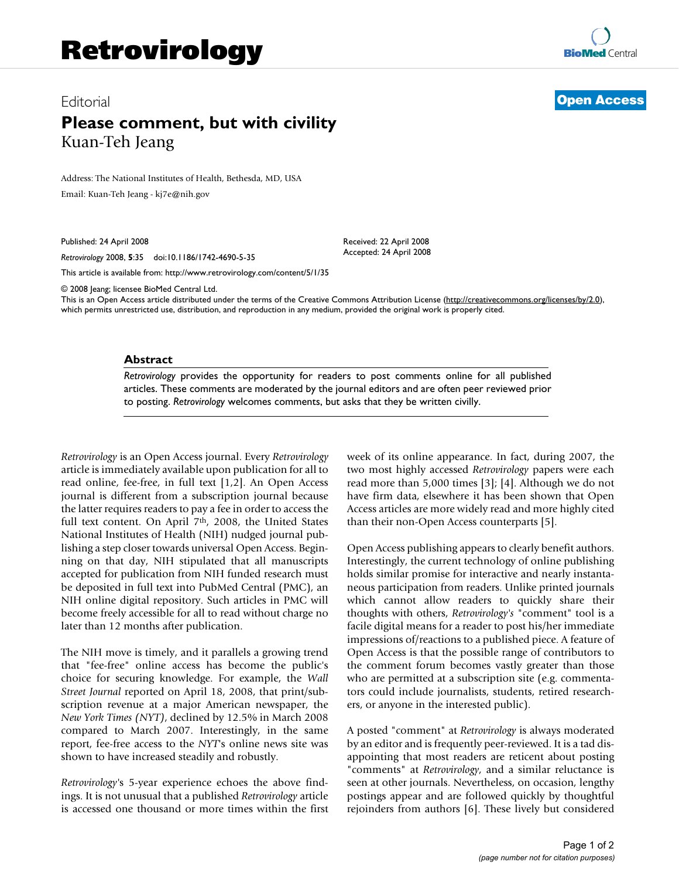# Retrovirology

Editorial

**Open Access**

# Please comment, but with civility

Kuan-Teh Jeang

Address: The National Institutes of Health, Bethesda, MD, USA

Email: Kuan-Teh Jeang - kj7e@nih.gov

Published: 24 April 2008

*Retrovirology* 2008, **5**:35 doi:10.1186/1742-4690-5-35

Received: 22 April 2008
Accepted: 24 April 2008

This article is available from: http://www.retrovirology.com/content/5/1/35

© 2008 Jeang; licensee BioMed Central Ltd.

This is an Open Access article distributed under the terms of the Creative Commons Attribution License (http://creativecommons.org/licenses/by/2.0), which permits unrestricted use, distribution, and reproduction in any medium, provided the original work is properly cited.

## Abstract

*Retrovirology* provides the opportunity for readers to post comments online for all published articles. These comments are moderated by the journal editors and are often peer reviewed prior to posting. *Retrovirology* welcomes comments, but asks that they be written civilly.

*Retrovirology* is an Open Access journal. Every *Retrovirology* article is immediately available upon publication for all to read online, fee-free, in full text [1,2]. An Open Access journal is different from a subscription journal because the latter requires readers to pay a fee in order to access the full text content. On April 7th, 2008, the United States National Institutes of Health (NIH) nudged journal publishing a step closer towards universal Open Access. Beginning on that day, NIH stipulated that all manuscripts accepted for publication from NIH funded research must be deposited in full text into PubMed Central (PMC), an NIH online digital repository. Such articles in PMC will become freely accessible for all to read without charge no later than 12 months after publication.

The NIH move is timely, and it parallels a growing trend that "fee-free" online access has become the public's choice for securing knowledge. For example, the *Wall Street Journal* reported on April 18, 2008, that print/subscription revenue at a major American newspaper, the *New York Times (NYT)*, declined by 12.5% in March 2008 compared to March 2007. Interestingly, in the same report, fee-free access to the *NYT*'s online news site was shown to have increased steadily and robustly.

*Retrovirology*'s 5-year experience echoes the above findings. It is not unusual that a published *Retrovirology* article is accessed one thousand or more times within the first week of its online appearance. In fact, during 2007, the two most highly accessed *Retrovirology* papers were each read more than 5,000 times [3]; [4]. Although we do not have firm data, elsewhere it has been shown that Open Access articles are more widely read and more highly cited than their non-Open Access counterparts [5].

Open Access publishing appears to clearly benefit authors. Interestingly, the current technology of online publishing holds similar promise for interactive and nearly instantaneous participation from readers. Unlike printed journals which cannot allow readers to quickly share their thoughts with others, *Retrovirology's* "comment" tool is a facile digital means for a reader to post his/her immediate impressions of/reactions to a published piece. A feature of Open Access is that the possible range of contributors to the comment forum becomes vastly greater than those who are permitted at a subscription site (e.g. commentators could include journalists, students, retired researchers, or anyone in the interested public).

A posted "comment" at *Retrovirology* is always moderated by an editor and is frequently peer-reviewed. It is a tad disappointing that most readers are reticent about posting "comments" at *Retrovirology*, and a similar reluctance is seen at other journals. Nevertheless, on occasion, lengthy postings appear and are followed quickly by thoughtful rejoinders from authors [6]. These lively but considered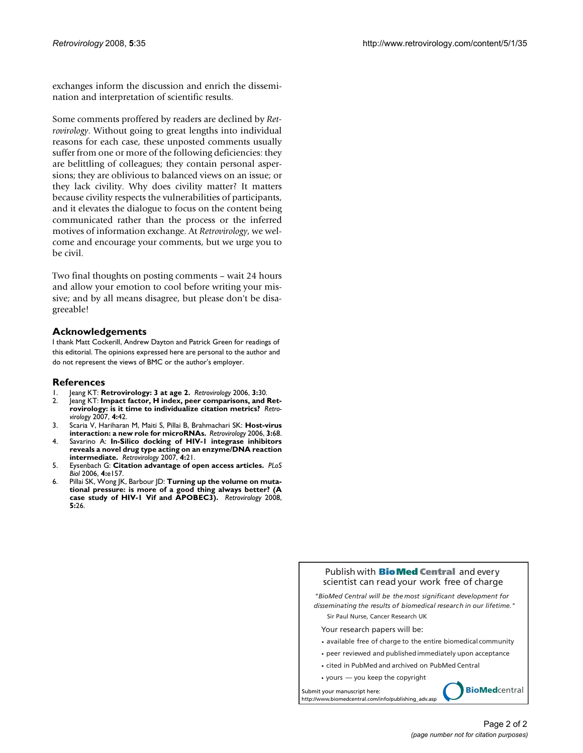exchanges inform the discussion and enrich the dissemination and interpretation of scientific results.

Some comments proffered by readers are declined by *Retrovirology*. Without going to great lengths into individual reasons for each case, these unposted comments usually suffer from one or more of the following deficiencies: they are belittling of colleagues; they contain personal aspersions; they are oblivious to balanced views on an issue; or they lack civility. Why does civility matter? It matters because civility respects the vulnerabilities of participants, and it elevates the dialogue to focus on the content being communicated rather than the process or the inferred motives of information exchange. At *Retrovirology*, we welcome and encourage your comments, but we urge you to be civil.

Two final thoughts on posting comments – wait 24 hours and allow your emotion to cool before writing your missive; and by all means disagree, but please don't be disagreeable!

## Acknowledgements

I thank Matt Cockerill, Andrew Dayton and Patrick Green for readings of this editorial. The opinions expressed here are personal to the author and do not represent the views of BMC or the author's employer.

## References

1. Jeang KT: **Retrovirology: 3 at age 2.** *Retrovirology* 2006, **3:**30.
2. Jeang KT: **Impact factor, H index, peer comparisons, and Retrovirology: is it time to individualize citation metrics?** *Retrovirology* 2007, **4:**42.
3. Scaria V, Hariharan M, Maiti S, Pillai B, Brahmachari SK: **Host-virus interaction: a new role for microRNAs.** *Retrovirology* 2006, **3:**68.
4. Savarino A: **In-Silico docking of HIV-1 integrase inhibitors reveals a novel drug type acting on an enzyme/DNA reaction intermediate.** *Retrovirology* 2007, **4:**21.
5. Eysenbach G: **Citation advantage of open access articles.** *PLoS Biol* 2006, **4:**e157.
6. Pillai SK, Wong JK, Barbour JD: **Turning up the volume on mutational pressure: is more of a good thing always better? (A case study of HIV-1 Vif and APOBEC3).** *Retrovirology* 2008, **5:**26.

Publish with **BioMed Central** and every scientist can read your work free of charge

*"BioMed Central will be the most significant development for disseminating the results of biomedical research in our lifetime."*

Sir Paul Nurse, Cancer Research UK

Your research papers will be:

- available free of charge to the entire biomedical community
- peer reviewed and published immediately upon acceptance
- cited in PubMed and archived on PubMed Central
- yours — you keep the copyright

Submit your manuscript here:
http://www.biomedcentral.com/info/publishing_adv.asp

BioMedcentral